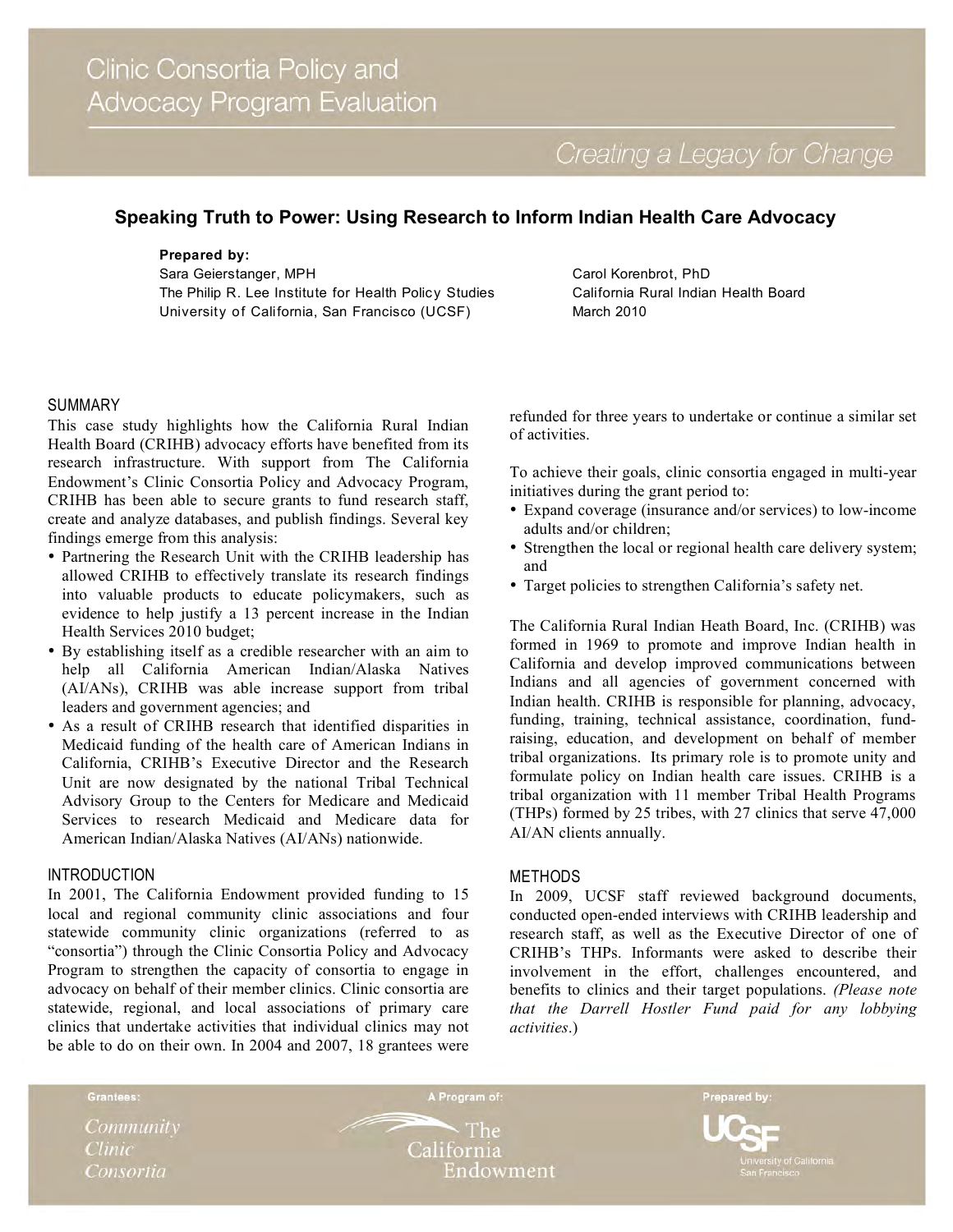# Clinic Consortia Policy and Advocacy Program Evaluation

*Creating a Legacy for Change*

## Speaking Truth to Power: Using Research to Inform Indian Health Care Advocacy

**Prepared by:**

Sara Geierstanger, MPH
The Philip R. Lee Institute for Health Policy Studies
University of California, San Francisco (UCSF)

Carol Korenbrot, PhD
California Rural Indian Health Board
March 2010

### SUMMARY

This case study highlights how the California Rural Indian Health Board (CRIHB) advocacy efforts have benefited from its research infrastructure. With support from The California Endowment's Clinic Consortia Policy and Advocacy Program, CRIHB has been able to secure grants to fund research staff, create and analyze databases, and publish findings. Several key findings emerge from this analysis:

- Partnering the Research Unit with the CRIHB leadership has allowed CRIHB to effectively translate its research findings into valuable products to educate policymakers, such as evidence to help justify a 13 percent increase in the Indian Health Services 2010 budget;
- By establishing itself as a credible researcher with an aim to help all California American Indian/Alaska Natives (AI/ANs), CRIHB was able increase support from tribal leaders and government agencies; and
- As a result of CRIHB research that identified disparities in Medicaid funding of the health care of American Indians in California, CRIHB's Executive Director and the Research Unit are now designated by the national Tribal Technical Advisory Group to the Centers for Medicare and Medicaid Services to research Medicaid and Medicare data for American Indian/Alaska Natives (AI/ANs) nationwide.

### INTRODUCTION

In 2001, The California Endowment provided funding to 15 local and regional community clinic associations and four statewide community clinic organizations (referred to as "consortia") through the Clinic Consortia Policy and Advocacy Program to strengthen the capacity of consortia to engage in advocacy on behalf of their member clinics. Clinic consortia are statewide, regional, and local associations of primary care clinics that undertake activities that individual clinics may not be able to do on their own. In 2004 and 2007, 18 grantees were refunded for three years to undertake or continue a similar set of activities.

To achieve their goals, clinic consortia engaged in multi-year initiatives during the grant period to:

- Expand coverage (insurance and/or services) to low-income adults and/or children;
- Strengthen the local or regional health care delivery system; and
- Target policies to strengthen California's safety net.

The California Rural Indian Heath Board, Inc. (CRIHB) was formed in 1969 to promote and improve Indian health in California and develop improved communications between Indians and all agencies of government concerned with Indian health. CRIHB is responsible for planning, advocacy, funding, training, technical assistance, coordination, fund-raising, education, and development on behalf of member tribal organizations. Its primary role is to promote unity and formulate policy on Indian health care issues. CRIHB is a tribal organization with 11 member Tribal Health Programs (THPs) formed by 25 tribes, with 27 clinics that serve 47,000 AI/AN clients annually.

### METHODS

In 2009, UCSF staff reviewed background documents, conducted open-ended interviews with CRIHB leadership and research staff, as well as the Executive Director of one of CRIHB's THPs. Informants were asked to describe their involvement in the effort, challenges encountered, and benefits to clinics and their target populations. *(Please note that the Darrell Hostler Fund paid for any lobbying activities.)*

Grantees: *Community Clinic Consortia* — A Program of: The California Endowment — Prepared by: UCSF University of California San Francisco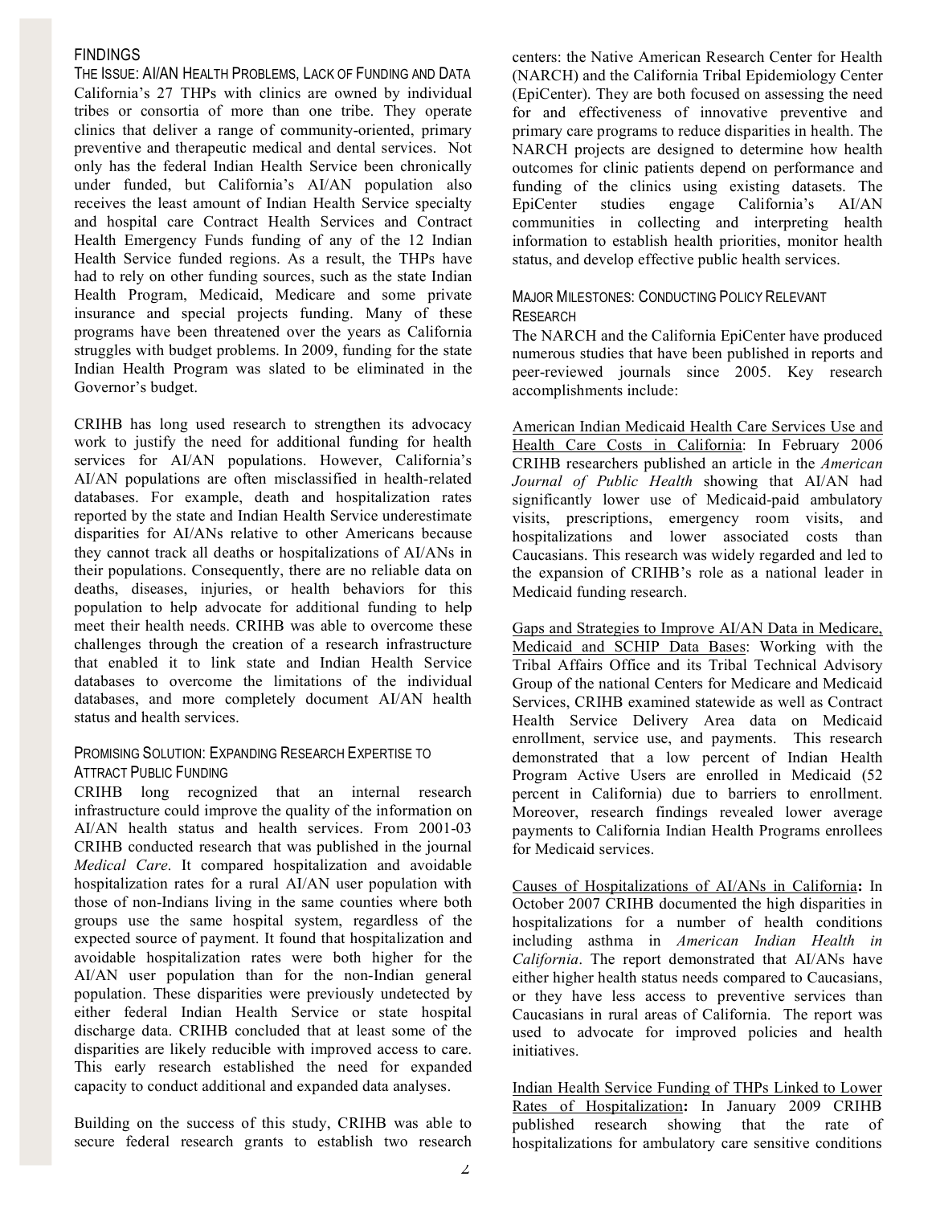## FINDINGS

### The Issue: AI/AN Health Problems, Lack of Funding and Data

California's 27 THPs with clinics are owned by individual tribes or consortia of more than one tribe. They operate clinics that deliver a range of community-oriented, primary preventive and therapeutic medical and dental services. Not only has the federal Indian Health Service been chronically under funded, but California's AI/AN population also receives the least amount of Indian Health Service specialty and hospital care Contract Health Services and Contract Health Emergency Funds funding of any of the 12 Indian Health Service funded regions. As a result, the THPs have had to rely on other funding sources, such as the state Indian Health Program, Medicaid, Medicare and some private insurance and special projects funding. Many of these programs have been threatened over the years as California struggles with budget problems. In 2009, funding for the state Indian Health Program was slated to be eliminated in the Governor's budget.

CRIHB has long used research to strengthen its advocacy work to justify the need for additional funding for health services for AI/AN populations. However, California's AI/AN populations are often misclassified in health-related databases. For example, death and hospitalization rates reported by the state and Indian Health Service underestimate disparities for AI/ANs relative to other Americans because they cannot track all deaths or hospitalizations of AI/ANs in their populations. Consequently, there are no reliable data on deaths, diseases, injuries, or health behaviors for this population to help advocate for additional funding to help meet their health needs. CRIHB was able to overcome these challenges through the creation of a research infrastructure that enabled it to link state and Indian Health Service databases to overcome the limitations of the individual databases, and more completely document AI/AN health status and health services.

### Promising Solution: Expanding Research Expertise to Attract Public Funding

CRIHB long recognized that an internal research infrastructure could improve the quality of the information on AI/AN health status and health services. From 2001-03 CRIHB conducted research that was published in the journal *Medical Care*. It compared hospitalization and avoidable hospitalization rates for a rural AI/AN user population with those of non-Indians living in the same counties where both groups use the same hospital system, regardless of the expected source of payment. It found that hospitalization and avoidable hospitalization rates were both higher for the AI/AN user population than for the non-Indian general population. These disparities were previously undetected by either federal Indian Health Service or state hospital discharge data. CRIHB concluded that at least some of the disparities are likely reducible with improved access to care. This early research established the need for expanded capacity to conduct additional and expanded data analyses.

Building on the success of this study, CRIHB was able to secure federal research grants to establish two research centers: the Native American Research Center for Health (NARCH) and the California Tribal Epidemiology Center (EpiCenter). They are both focused on assessing the need for and effectiveness of innovative preventive and primary care programs to reduce disparities in health. The NARCH projects are designed to determine how health outcomes for clinic patients depend on performance and funding of the clinics using existing datasets. The EpiCenter studies engage California's AI/AN communities in collecting and interpreting health information to establish health priorities, monitor health status, and develop effective public health services.

### Major Milestones: Conducting Policy Relevant Research

The NARCH and the California EpiCenter have produced numerous studies that have been published in reports and peer-reviewed journals since 2005. Key research accomplishments include:

American Indian Medicaid Health Care Services Use and Health Care Costs in California: In February 2006 CRIHB researchers published an article in the *American Journal of Public Health* showing that AI/AN had significantly lower use of Medicaid-paid ambulatory visits, prescriptions, emergency room visits, and hospitalizations and lower associated costs than Caucasians. This research was widely regarded and led to the expansion of CRIHB's role as a national leader in Medicaid funding research.

Gaps and Strategies to Improve AI/AN Data in Medicare, Medicaid and SCHIP Data Bases: Working with the Tribal Affairs Office and its Tribal Technical Advisory Group of the national Centers for Medicare and Medicaid Services, CRIHB examined statewide as well as Contract Health Service Delivery Area data on Medicaid enrollment, service use, and payments. This research demonstrated that a low percent of Indian Health Program Active Users are enrolled in Medicaid (52 percent in California) due to barriers to enrollment. Moreover, research findings revealed lower average payments to California Indian Health Programs enrollees for Medicaid services.

**Causes of Hospitalizations of AI/ANs in California:** In October 2007 CRIHB documented the high disparities in hospitalizations for a number of health conditions including asthma in *American Indian Health in California*. The report demonstrated that AI/ANs have either higher health status needs compared to Caucasians, or they have less access to preventive services than Caucasians in rural areas of California. The report was used to advocate for improved policies and health initiatives.

**Indian Health Service Funding of THPs Linked to Lower Rates of Hospitalization:** In January 2009 CRIHB published research showing that the rate of hospitalizations for ambulatory care sensitive conditions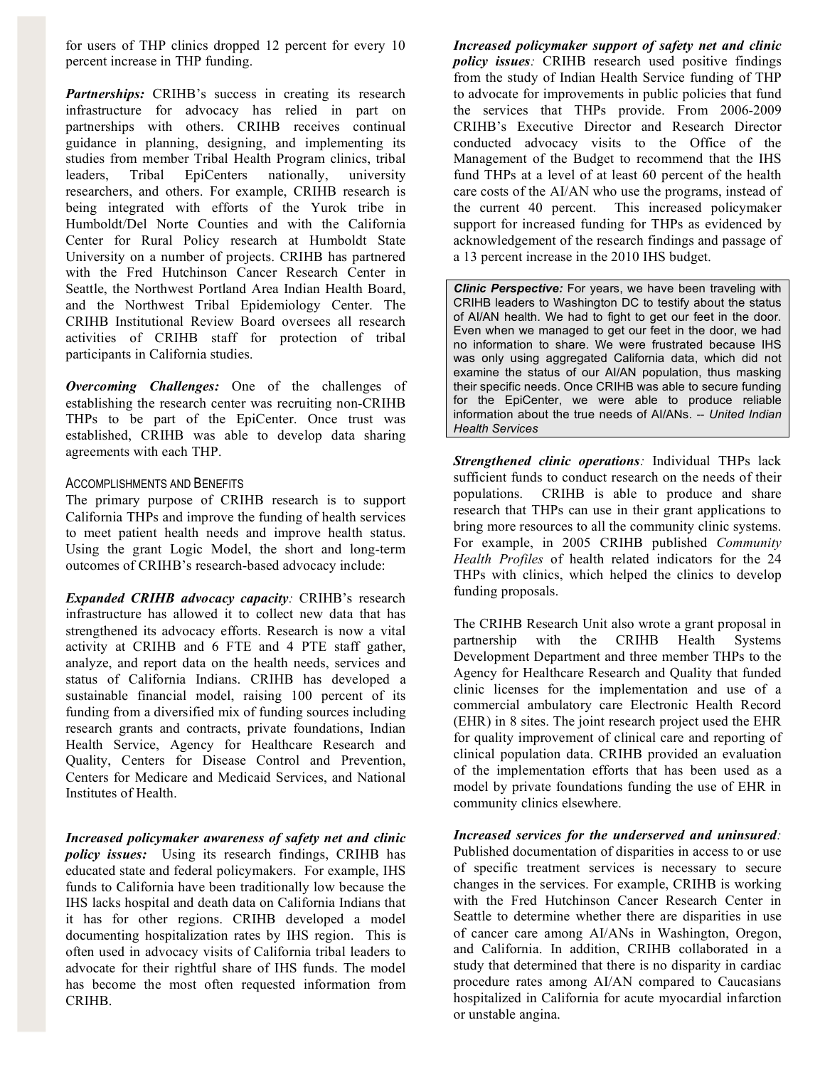for users of THP clinics dropped 12 percent for every 10 percent increase in THP funding.

***Partnerships:*** CRIHB's success in creating its research infrastructure for advocacy has relied in part on partnerships with others. CRIHB receives continual guidance in planning, designing, and implementing its studies from member Tribal Health Program clinics, tribal leaders, Tribal EpiCenters nationally, university researchers, and others. For example, CRIHB research is being integrated with efforts of the Yurok tribe in Humboldt/Del Norte Counties and with the California Center for Rural Policy research at Humboldt State University on a number of projects. CRIHB has partnered with the Fred Hutchinson Cancer Research Center in Seattle, the Northwest Portland Area Indian Health Board, and the Northwest Tribal Epidemiology Center. The CRIHB Institutional Review Board oversees all research activities of CRIHB staff for protection of tribal participants in California studies.

***Overcoming Challenges:*** One of the challenges of establishing the research center was recruiting non-CRIHB THPs to be part of the EpiCenter. Once trust was established, CRIHB was able to develop data sharing agreements with each THP.

### Accomplishments and Benefits

The primary purpose of CRIHB research is to support California THPs and improve the funding of health services to meet patient health needs and improve health status. Using the grant Logic Model, the short and long-term outcomes of CRIHB's research-based advocacy include:

***Expanded CRIHB advocacy capacity:*** CRIHB's research infrastructure has allowed it to collect new data that has strengthened its advocacy efforts. Research is now a vital activity at CRIHB and 6 FTE and 4 PTE staff gather, analyze, and report data on the health needs, services and status of California Indians. CRIHB has developed a sustainable financial model, raising 100 percent of its funding from a diversified mix of funding sources including research grants and contracts, private foundations, Indian Health Service, Agency for Healthcare Research and Quality, Centers for Disease Control and Prevention, Centers for Medicare and Medicaid Services, and National Institutes of Health.

***Increased policymaker awareness of safety net and clinic policy issues:*** Using its research findings, CRIHB has educated state and federal policymakers. For example, IHS funds to California have been traditionally low because the IHS lacks hospital and death data on California Indians that it has for other regions. CRIHB developed a model documenting hospitalization rates by IHS region. This is often used in advocacy visits of California tribal leaders to advocate for their rightful share of IHS funds. The model has become the most often requested information from CRIHB.

***Increased policymaker support of safety net and clinic policy issues:*** CRIHB research used positive findings from the study of Indian Health Service funding of THP to advocate for improvements in public policies that fund the services that THPs provide. From 2006-2009 CRIHB's Executive Director and Research Director conducted advocacy visits to the Office of the Management of the Budget to recommend that the IHS fund THPs at a level of at least 60 percent of the health care costs of the AI/AN who use the programs, instead of the current 40 percent. This increased policymaker support for increased funding for THPs as evidenced by acknowledgement of the research findings and passage of a 13 percent increase in the 2010 IHS budget.

> ***Clinic Perspective:*** For years, we have been traveling with CRIHB leaders to Washington DC to testify about the status of AI/AN health. We had to fight to get our feet in the door. Even when we managed to get our feet in the door, we had no information to share. We were frustrated because IHS was only using aggregated California data, which did not examine the status of our AI/AN population, thus masking their specific needs. Once CRIHB was able to secure funding for the EpiCenter, we were able to produce reliable information about the true needs of AI/ANs. -- *United Indian Health Services*

***Strengthened clinic operations:*** Individual THPs lack sufficient funds to conduct research on the needs of their populations. CRIHB is able to produce and share research that THPs can use in their grant applications to bring more resources to all the community clinic systems. For example, in 2005 CRIHB published *Community Health Profiles* of health related indicators for the 24 THPs with clinics, which helped the clinics to develop funding proposals.

The CRIHB Research Unit also wrote a grant proposal in partnership with the CRIHB Health Systems Development Department and three member THPs to the Agency for Healthcare Research and Quality that funded clinic licenses for the implementation and use of a commercial ambulatory care Electronic Health Record (EHR) in 8 sites. The joint research project used the EHR for quality improvement of clinical care and reporting of clinical population data. CRIHB provided an evaluation of the implementation efforts that has been used as a model by private foundations funding the use of EHR in community clinics elsewhere.

***Increased services for the underserved and uninsured:*** Published documentation of disparities in access to or use of specific treatment services is necessary to secure changes in the services. For example, CRIHB is working with the Fred Hutchinson Cancer Research Center in Seattle to determine whether there are disparities in use of cancer care among AI/ANs in Washington, Oregon, and California. In addition, CRIHB collaborated in a study that determined that there is no disparity in cardiac procedure rates among AI/AN compared to Caucasians hospitalized in California for acute myocardial infarction or unstable angina.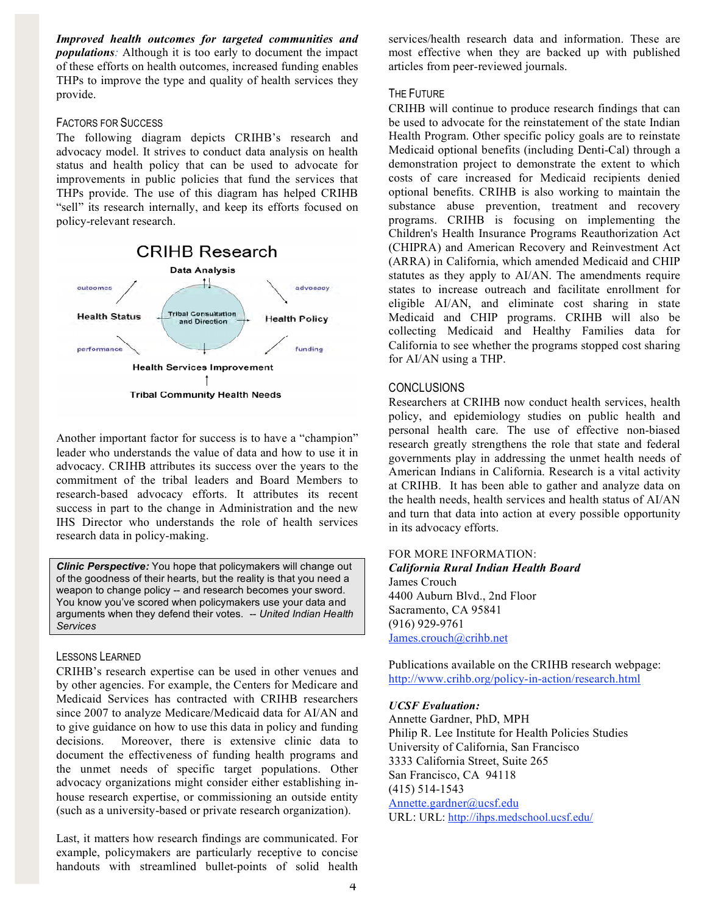***Improved health outcomes for targeted communities and populations**:* Although it is too early to document the impact of these efforts on health outcomes, increased funding enables THPs to improve the type and quality of health services they provide.

## FACTORS FOR SUCCESS

The following diagram depicts CRIHB's research and advocacy model. It strives to conduct data analysis on health status and health policy that can be used to advocate for improvements in public policies that fund the services that THPs provide. The use of this diagram has helped CRIHB "sell" its research internally, and keep its efforts focused on policy-relevant research.

CRIHB Research

Data Analysis

outcomes

advocacy

Health Status

Tribal Consultation and Direction

Health Policy

performance

funding

Health Services Improvement

Tribal Community Health Needs

Another important factor for success is to have a "champion" leader who understands the value of data and how to use it in advocacy. CRIHB attributes its success over the years to the commitment of the tribal leaders and Board Members to research-based advocacy efforts. It attributes its recent success in part to the change in Administration and the new IHS Director who understands the role of health services research data in policy-making.

> ***Clinic Perspective:*** You hope that policymakers will change out of the goodness of their hearts, but the reality is that you need a weapon to change policy -- and research becomes your sword. You know you've scored when policymakers use your data and arguments when they defend their votes. -- *United Indian Health Services*

## LESSONS LEARNED

CRIHB's research expertise can be used in other venues and by other agencies. For example, the Centers for Medicare and Medicaid Services has contracted with CRIHB researchers since 2007 to analyze Medicare/Medicaid data for AI/AN and to give guidance on how to use this data in policy and funding decisions. Moreover, there is extensive clinic data to document the effectiveness of funding health programs and the unmet needs of specific target populations. Other advocacy organizations might consider either establishing in-house research expertise, or commissioning an outside entity (such as a university-based or private research organization).

Last, it matters how research findings are communicated. For example, policymakers are particularly receptive to concise handouts with streamlined bullet-points of solid health services/health research data and information. These are most effective when they are backed up with published articles from peer-reviewed journals.

## THE FUTURE

CRIHB will continue to produce research findings that can be used to advocate for the reinstatement of the state Indian Health Program. Other specific policy goals are to reinstate Medicaid optional benefits (including Denti-Cal) through a demonstration project to demonstrate the extent to which costs of care increased for Medicaid recipients denied optional benefits. CRIHB is also working to maintain the substance abuse prevention, treatment and recovery programs. CRIHB is focusing on implementing the Children's Health Insurance Programs Reauthorization Act (CHIPRA) and American Recovery and Reinvestment Act (ARRA) in California, which amended Medicaid and CHIP statutes as they apply to AI/AN. The amendments require states to increase outreach and facilitate enrollment for eligible AI/AN, and eliminate cost sharing in state Medicaid and CHIP programs. CRIHB will also be collecting Medicaid and Healthy Families data for California to see whether the programs stopped cost sharing for AI/AN using a THP.

## CONCLUSIONS

Researchers at CRIHB now conduct health services, health policy, and epidemiology studies on public health and personal health care. The use of effective non-biased research greatly strengthens the role that state and federal governments play in addressing the unmet health needs of American Indians in California. Research is a vital activity at CRIHB. It has been able to gather and analyze data on the health needs, health services and health status of AI/AN and turn that data into action at every possible opportunity in its advocacy efforts.

FOR MORE INFORMATION:

***California Rural Indian Health Board***
James Crouch
4400 Auburn Blvd., 2nd Floor
Sacramento, CA 95841
(916) 929-9761
James.crouch@crihb.net

Publications available on the CRIHB research webpage:
http://www.crihb.org/policy-in-action/research.html

***UCSF Evaluation:***
Annette Gardner, PhD, MPH
Philip R. Lee Institute for Health Policies Studies
University of California, San Francisco
3333 California Street, Suite 265
San Francisco, CA 94118
(415) 514-1543
Annette.gardner@ucsf.edu
URL: URL: http://ihps.medschool.ucsf.edu/